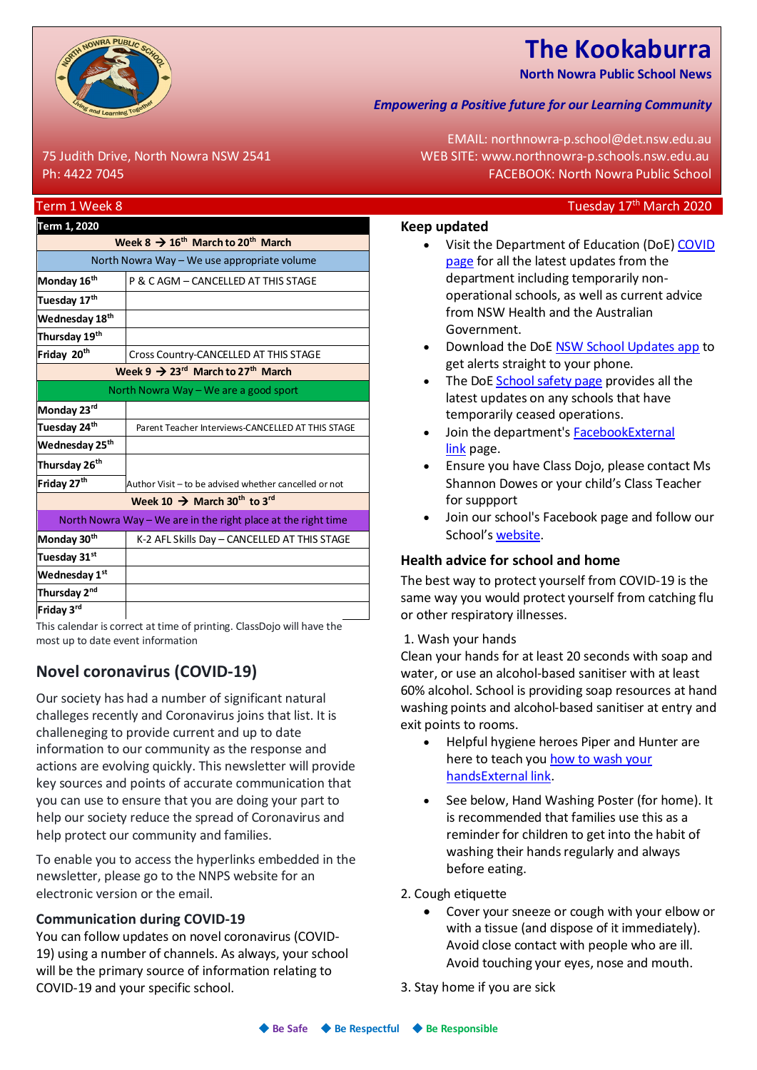# The Kookaburra

**North Nowra Public School News**

***Empowering a Positive future for our Learning Community***

75 Judith Drive, North Nowra NSW 2541
Ph: 4422 7045

EMAIL: northnowra-p.school@det.nsw.edu.au
WEB SITE: www.northnowra-p.schools.nsw.edu.au
FACEBOOK: North Nowra Public School

Term 1 Week 8 — Tuesday 17th March 2020

| Term 1, 2020 | |
|---|---|
| **Week 8 → 16th March to 20th March** | |
| North Nowra Way – We use appropriate volume | |
| **Monday 16th** | P & C AGM – CANCELLED AT THIS STAGE |
| **Tuesday 17th** | |
| **Wednesday 18th** | |
| **Thursday 19th** | |
| **Friday 20th** | Cross Country-CANCELLED AT THIS STAGE |
| **Week 9 → 23rd March to 27th March** | |
| North Nowra Way – We are a good sport | |
| **Monday 23rd** | |
| **Tuesday 24th** | Parent Teacher Interviews-CANCELLED AT THIS STAGE |
| **Wednesday 25th** | |
| **Thursday 26th** | |
| **Friday 27th** | Author Visit – to be advised whether cancelled or not |
| **Week 10 → March 30th to 3rd** | |
| North Nowra Way – We are in the right place at the right time | |
| **Monday 30th** | K-2 AFL Skills Day – CANCELLED AT THIS STAGE |
| **Tuesday 31st** | |
| **Wednesday 1st** | |
| **Thursday 2nd** | |
| **Friday 3rd** | |

This calendar is correct at time of printing. ClassDojo will have the most up to date event information

## Novel coronavirus (COVID-19)

Our society has had a number of significant natural challeges recently and Coronavirus joins that list. It is challeneging to provide current and up to date information to our community as the response and actions are evolving quickly. This newsletter will provide key sources and points of accurate communication that you can use to ensure that you are doing your part to help our society reduce the spread of Coronavirus and help protect our community and families.

To enable you to access the hyperlinks embedded in the newsletter, please go to the NNPS website for an electronic version or the email.

### Communication during COVID-19

You can follow updates on novel coronavirus (COVID-19) using a number of channels. As always, your school will be the primary source of information relating to COVID-19 and your specific school.

### Keep updated

- Visit the Department of Education (DoE) COVID page for all the latest updates from the department including temporarily non-operational schools, as well as current advice from NSW Health and the Australian Government.
- Download the DoE NSW School Updates app to get alerts straight to your phone.
- The DoE School safety page provides all the latest updates on any schools that have temporarily ceased operations.
- Join the department's FacebookExternal link page.
- Ensure you have Class Dojo, please contact Ms Shannon Dowes or your child's Class Teacher for suppport
- Join our school's Facebook page and follow our School's website.

### Health advice for school and home

The best way to protect yourself from COVID-19 is the same way you would protect yourself from catching flu or other respiratory illnesses.

1. Wash your hands

Clean your hands for at least 20 seconds with soap and water, or use an alcohol-based sanitiser with at least 60% alcohol. School is providing soap resources at hand washing points and alcohol-based sanitiser at entry and exit points to rooms.

- Helpful hygiene heroes Piper and Hunter are here to teach you how to wash your handsExternal link.
- See below, Hand Washing Poster (for home). It is recommended that families use this as a reminder for children to get into the habit of washing their hands regularly and always before eating.

2. Cough etiquette

- Cover your sneeze or cough with your elbow or with a tissue (and dispose of it immediately). Avoid close contact with people who are ill. Avoid touching your eyes, nose and mouth.

3. Stay home if you are sick

◆ Be Safe ◆ Be Respectful ◆ Be Responsible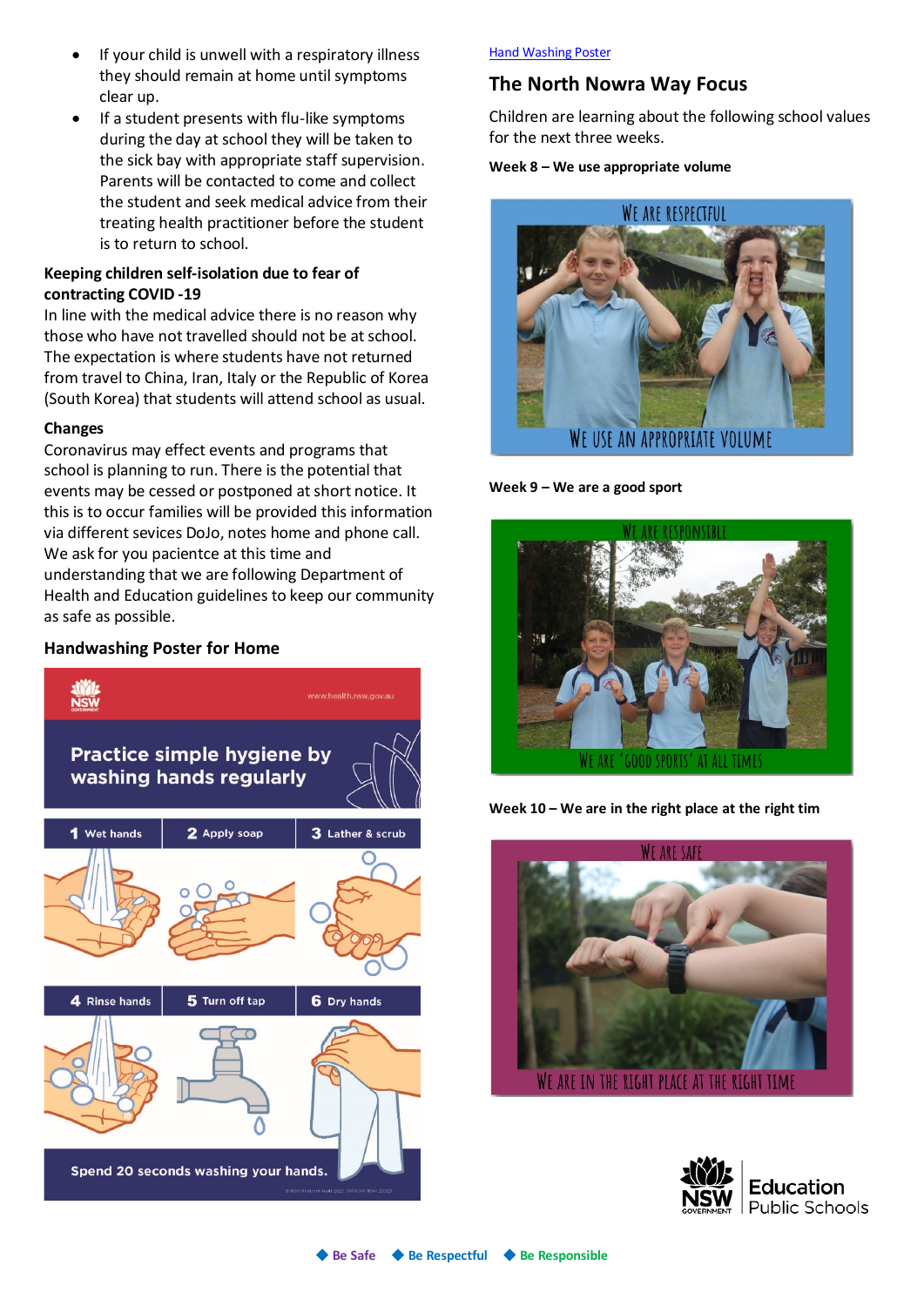- If your child is unwell with a respiratory illness they should remain at home until symptoms clear up.
- If a student presents with flu-like symptoms during the day at school they will be taken to the sick bay with appropriate staff supervision. Parents will be contacted to come and collect the student and seek medical advice from their treating health practitioner before the student is to return to school.

**Keeping children self-isolation due to fear of contracting COVID -19**

In line with the medical advice there is no reason why those who have not travelled should not be at school. The expectation is where students have not returned from travel to China, Iran, Italy or the Republic of Korea (South Korea) that students will attend school as usual.

**Changes**

Coronavirus may effect events and programs that school is planning to run. There is the potential that events may be cessed or postponed at short notice. It this is to occur families will be provided this information via different sevices DoJo, notes home and phone call. We ask for you pacientce at this time and understanding that we are following Department of Health and Education guidelines to keep our community as safe as possible.

### Handwashing Poster for Home

NSW GOVERNMENT

www.health.nsw.gov.au

Practice simple hygiene by washing hands regularly

1 Wet hands

2 Apply soap

3 Lather & scrub

4 Rinse hands

5 Turn off tap

6 Dry hands

Spend 20 seconds washing your hands.

Hand Washing Poster

## The North Nowra Way Focus

Children are learning about the following school values for the next three weeks.

**Week 8 – We use appropriate volume**

WE ARE RESPECTFUL

WE USE AN APPROPRIATE VOLUME

**Week 9 – We are a good sport**

WE ARE RESPONSIBLE

WE ARE 'GOOD SPORTS' AT ALL TIMES

**Week 10 – We are in the right place at the right tim**

WE ARE SAFE

WE ARE IN THE RIGHT PLACE AT THE RIGHT TIME

NSW GOVERNMENT | Education Public Schools

◆ Be Safe ◆ Be Respectful ◆ Be Responsible